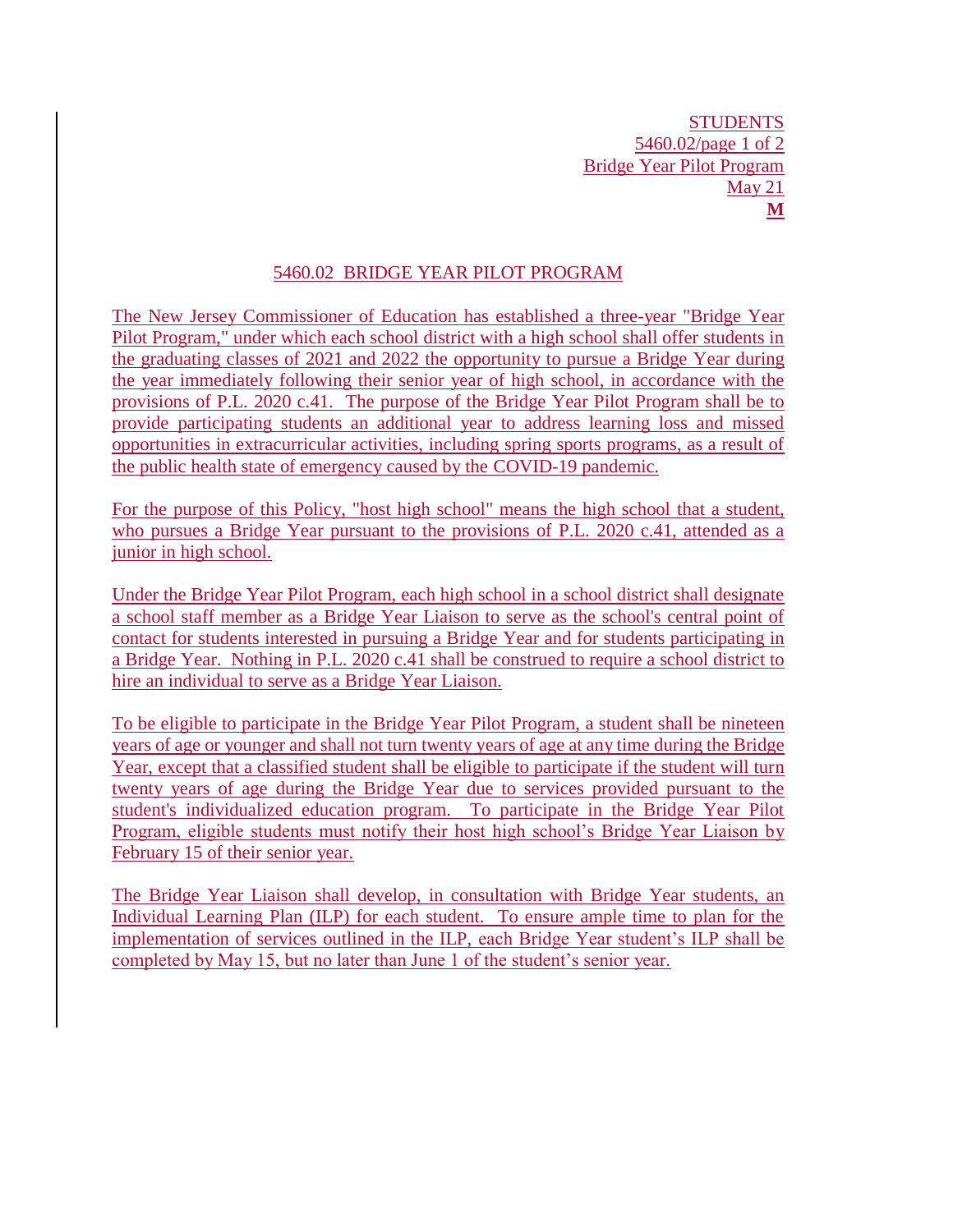STUDENTS
5460.02
Bridge Year Pilot Program
May 21
**M**

## 5460.02 BRIDGE YEAR PILOT PROGRAM

The New Jersey Commissioner of Education has established a three-year "Bridge Year Pilot Program," under which each school district with a high school shall offer students in the graduating classes of 2021 and 2022 the opportunity to pursue a Bridge Year during the year immediately following their senior year of high school, in accordance with the provisions of P.L. 2020 c.41. The purpose of the Bridge Year Pilot Program shall be to provide participating students an additional year to address learning loss and missed opportunities in extracurricular activities, including spring sports programs, as a result of the public health state of emergency caused by the COVID-19 pandemic.

For the purpose of this Policy, "host high school" means the high school that a student, who pursues a Bridge Year pursuant to the provisions of P.L. 2020 c.41, attended as a junior in high school.

Under the Bridge Year Pilot Program, each high school in a school district shall designate a school staff member as a Bridge Year Liaison to serve as the school's central point of contact for students interested in pursuing a Bridge Year and for students participating in a Bridge Year. Nothing in P.L. 2020 c.41 shall be construed to require a school district to hire an individual to serve as a Bridge Year Liaison.

To be eligible to participate in the Bridge Year Pilot Program, a student shall be nineteen years of age or younger and shall not turn twenty years of age at any time during the Bridge Year, except that a classified student shall be eligible to participate if the student will turn twenty years of age during the Bridge Year due to services provided pursuant to the student's individualized education program. To participate in the Bridge Year Pilot Program, eligible students must notify their host high school's Bridge Year Liaison by February 15 of their senior year.

The Bridge Year Liaison shall develop, in consultation with Bridge Year students, an Individual Learning Plan (ILP) for each student. To ensure ample time to plan for the implementation of services outlined in the ILP, each Bridge Year student's ILP shall be completed by May 15, but no later than June 1 of the student's senior year.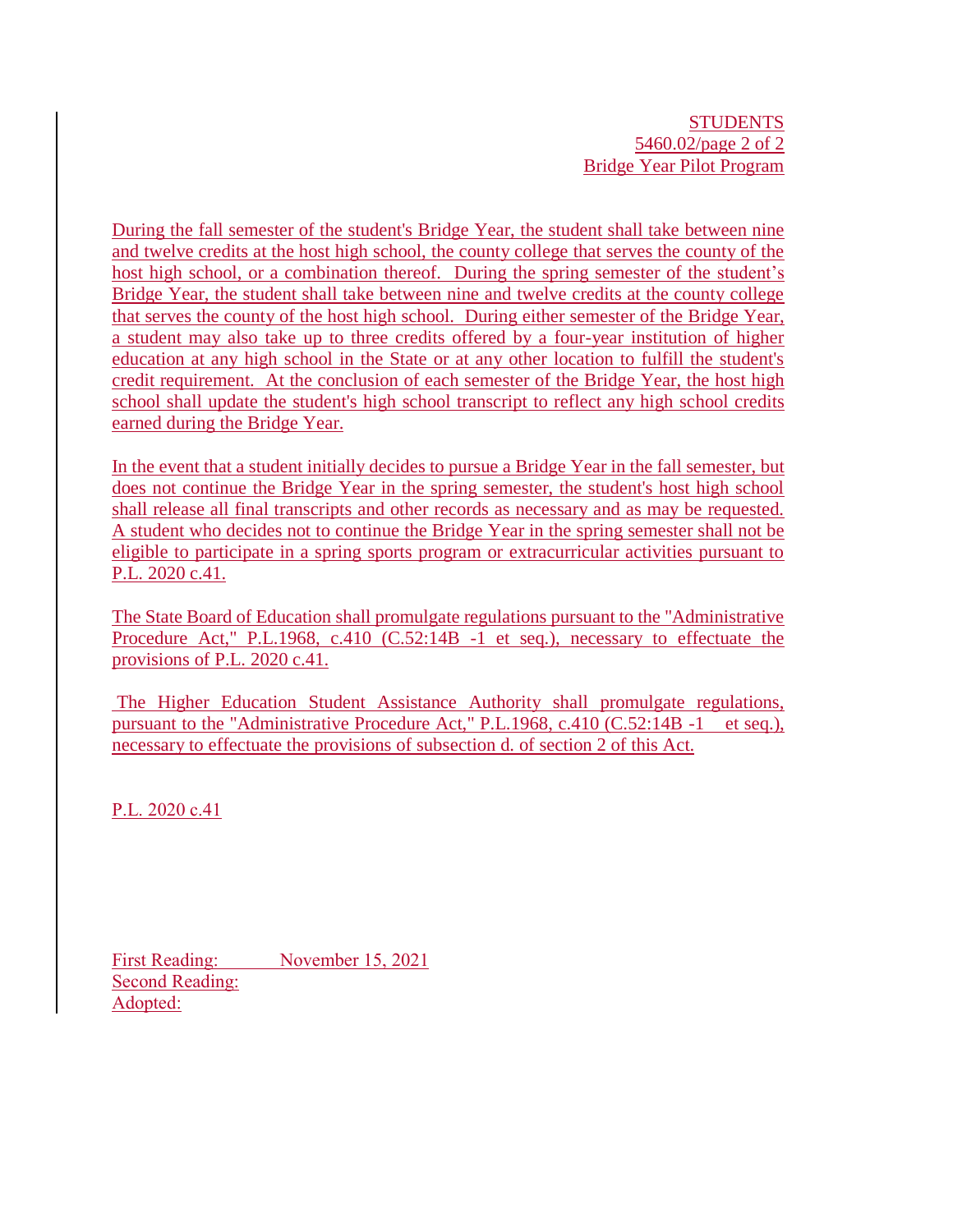During the fall semester of the student's Bridge Year, the student shall take between nine and twelve credits at the host high school, the county college that serves the county of the host high school, or a combination thereof. During the spring semester of the student's Bridge Year, the student shall take between nine and twelve credits at the county college that serves the county of the host high school. During either semester of the Bridge Year, a student may also take up to three credits offered by a four-year institution of higher education at any high school in the State or at any other location to fulfill the student's credit requirement. At the conclusion of each semester of the Bridge Year, the host high school shall update the student's high school transcript to reflect any high school credits earned during the Bridge Year.

In the event that a student initially decides to pursue a Bridge Year in the fall semester, but does not continue the Bridge Year in the spring semester, the student's host high school shall release all final transcripts and other records as necessary and as may be requested. A student who decides not to continue the Bridge Year in the spring semester shall not be eligible to participate in a spring sports program or extracurricular activities pursuant to P.L. 2020 c.41.

The State Board of Education shall promulgate regulations pursuant to the "Administrative Procedure Act," P.L.1968, c.410 (C.52:14B -1 et seq.), necessary to effectuate the provisions of P.L. 2020 c.41.

The Higher Education Student Assistance Authority shall promulgate regulations, pursuant to the "Administrative Procedure Act," P.L.1968, c.410 (C.52:14B -1 et seq.), necessary to effectuate the provisions of subsection d. of section 2 of this Act.

P.L. 2020 c.41

First Reading: November 15, 2021
Second Reading:
Adopted: